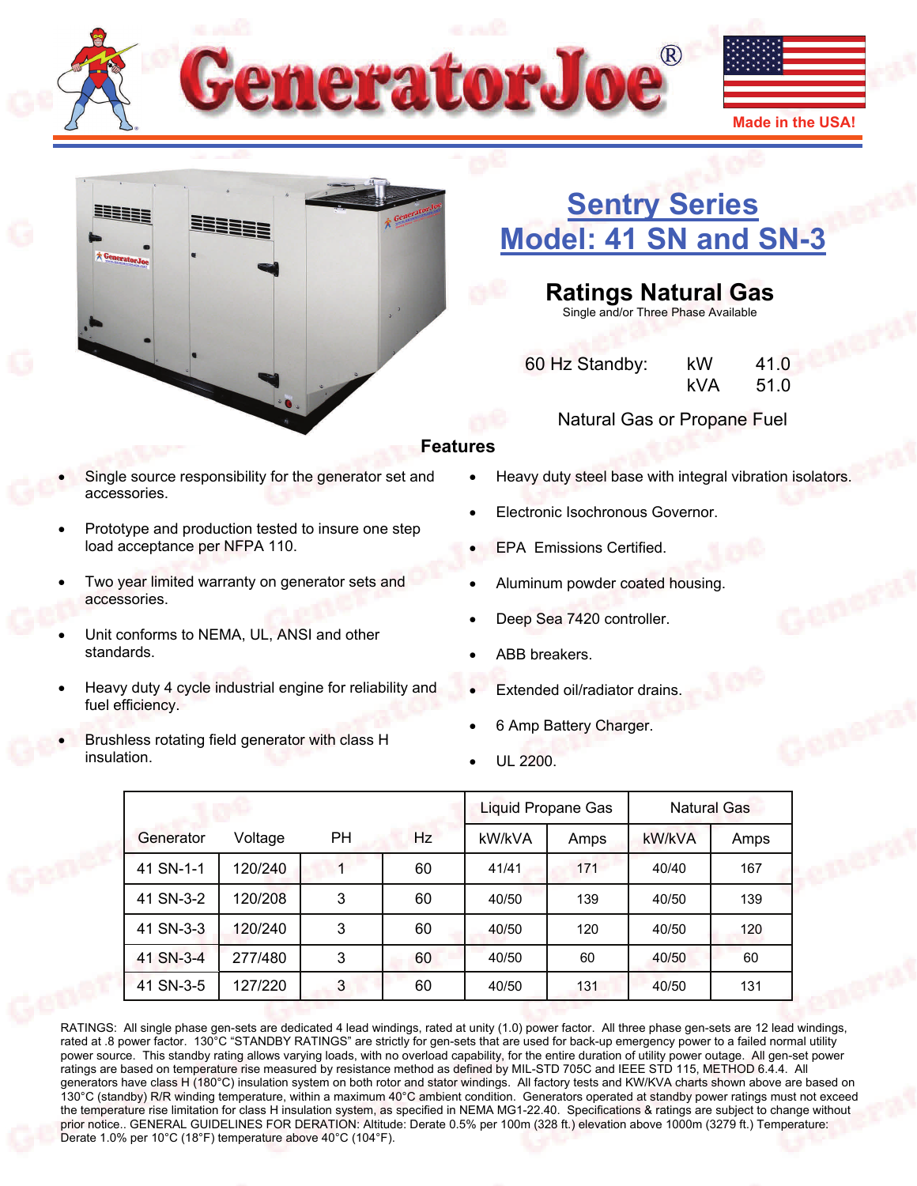# GeneratorJoe®

Made in the USA!

## Sentry Series
## Model: 41 SN and SN-3

### Ratings Natural Gas

Single and/or Three Phase Available

60 Hz Standby: kW 41.0
kVA 51.0

Natural Gas or Propane Fuel

### Features

- Single source responsibility for the generator set and accessories.
- Prototype and production tested to insure one step load acceptance per NFPA 110.
- Two year limited warranty on generator sets and accessories.
- Unit conforms to NEMA, UL, ANSI and other standards.
- Heavy duty 4 cycle industrial engine for reliability and fuel efficiency.
- Brushless rotating field generator with class H insulation.
- Heavy duty steel base with integral vibration isolators.
- Electronic Isochronous Governor.
- EPA Emissions Certified.
- Aluminum powder coated housing.
- Deep Sea 7420 controller.
- ABB breakers.
- Extended oil/radiator drains.
- 6 Amp Battery Charger.
- UL 2200.

| | | | | Liquid Propane Gas | | Natural Gas | |
|---|---|---|---|---|---|---|---|
| Generator | Voltage | PH | Hz | kW/kVA | Amps | kW/kVA | Amps |
| 41 SN-1-1 | 120/240 | 1 | 60 | 41/41 | 171 | 40/40 | 167 |
| 41 SN-3-2 | 120/208 | 3 | 60 | 40/50 | 139 | 40/50 | 139 |
| 41 SN-3-3 | 120/240 | 3 | 60 | 40/50 | 120 | 40/50 | 120 |
| 41 SN-3-4 | 277/480 | 3 | 60 | 40/50 | 60 | 40/50 | 60 |
| 41 SN-3-5 | 127/220 | 3 | 60 | 40/50 | 131 | 40/50 | 131 |

RATINGS: All single phase gen-sets are dedicated 4 lead windings, rated at unity (1.0) power factor. All three phase gen-sets are 12 lead windings, rated at .8 power factor. 130°C "STANDBY RATINGS" are strictly for gen-sets that are used for back-up emergency power to a failed normal utility power source. This standby rating allows varying loads, with no overload capability, for the entire duration of utility power outage. All gen-set power ratings are based on temperature rise measured by resistance method as defined by MIL-STD 705C and IEEE STD 115, METHOD 6.4.4. All generators have class H (180°C) insulation system on both rotor and stator windings. All factory tests and KW/KVA charts shown above are based on 130°C (standby) R/R winding temperature, within a maximum 40°C ambient condition. Generators operated at standby power ratings must not exceed the temperature rise limitation for class H insulation system, as specified in NEMA MG1-22.40. Specifications & ratings are subject to change without prior notice.. GENERAL GUIDELINES FOR DERATION: Altitude: Derate 0.5% per 100m (328 ft.) elevation above 1000m (3279 ft.) Temperature: Derate 1.0% per 10°C (18°F) temperature above 40°C (104°F).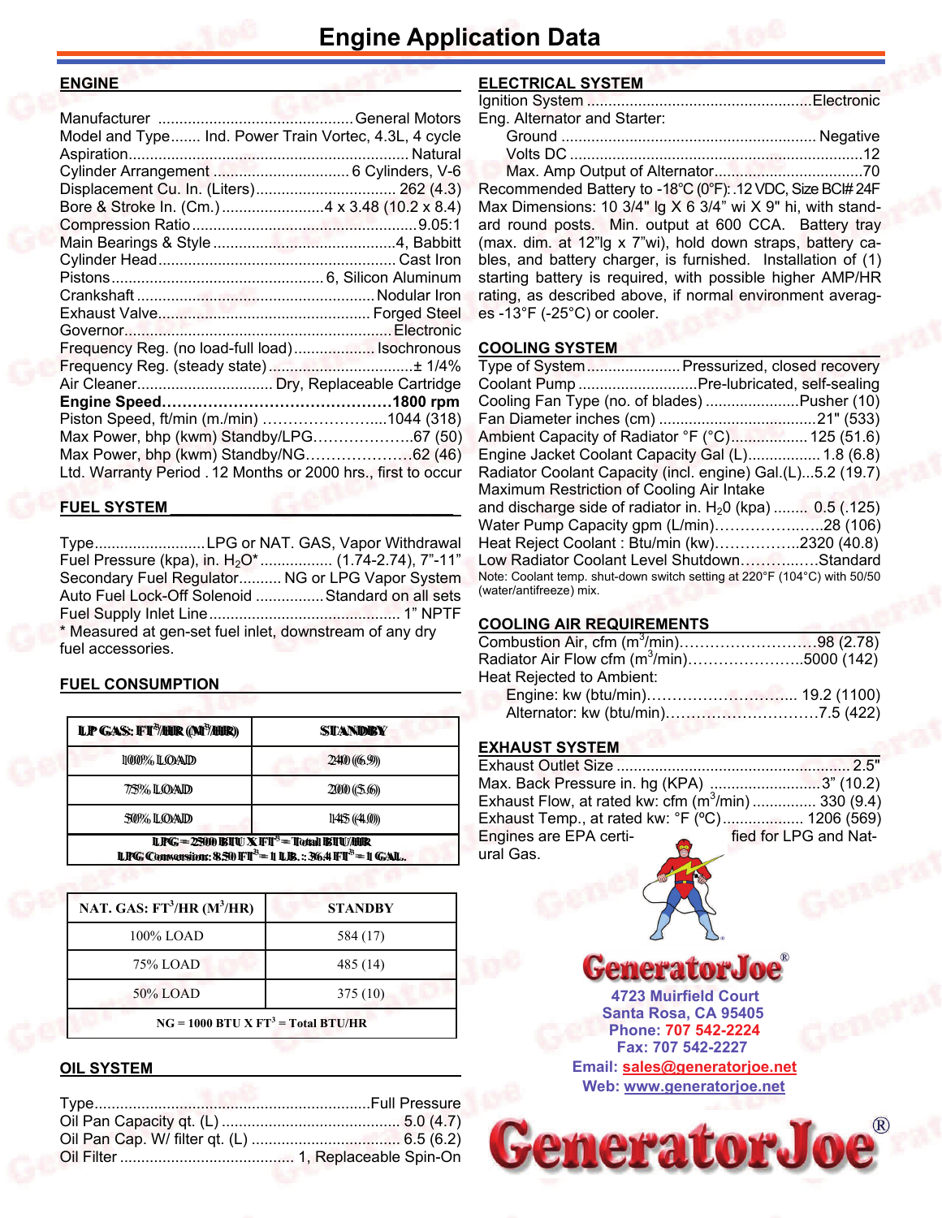# Engine Application Data

## ENGINE

Manufacturer .............................................. General Motors
Model and Type....... Ind. Power Train Vortec, 4.3L, 4 cycle
Aspiration.................................................................. Natural
Cylinder Arrangement ................................ 6 Cylinders, V-6
Displacement Cu. In. (Liters)................................. 262 (4.3)
Bore & Stroke In. (Cm.) ........................4 x 3.48 (10.2 x 8.4)
Compression Ratio....................................................9.05:1
Main Bearings & Style ...........................................4, Babbitt
Cylinder Head....................................................... Cast Iron
Pistons................................................. 6, Silicon Aluminum
Crankshaft ........................................................Nodular Iron
Exhaust Valve................................................. Forged Steel
Governor..............................................................Electronic
Frequency Reg. (no load-full load).................. Isochronous
Frequency Reg. (steady state)...................................± 1/4%
Air Cleaner................................ Dry, Replaceable Cartridge
**Engine Speed.............................................1800 rpm**
Piston Speed, ft/min (m./min) ..........................1044 (318)
Max Power, bhp (kwm) Standby/LPG......................67 (50)
Max Power, bhp (kwm) Standby/NG......................62 (46)
Ltd. Warranty Period . 12 Months or 2000 hrs., first to occur

## FUEL SYSTEM

Type..........................LPG or NAT. GAS, Vapor Withdrawal
Fuel Pressure (kpa), in. $H_2O$*................. (1.74-2.74), 7"-11"
Secondary Fuel Regulator.......... NG or LPG Vapor System
Auto Fuel Lock-Off Solenoid ................Standard on all sets
Fuel Supply Inlet Line............................................. 1" NPTF
* Measured at gen-set fuel inlet, downstream of any dry fuel accessories.

## FUEL CONSUMPTION

| LP GAS: FT³/HR (M³/HR) | STANDBY |
|---|---|
| 100% LOAD | 240 (6.9) |
| 75% LOAD | 200 (5.6) |
| 50% LOAD | 145 (4.0) |
| LPG = 2500 BTU X FT³ = Total BTU/HR<br>LPG Conversion: 8.50 FT³ = 1 LB. : 36.4 FT³ = 1 GAL. | |

| NAT. GAS: FT³/HR (M³/HR) | STANDBY |
|---|---|
| 100% LOAD | 584 (17) |
| 75% LOAD | 485 (14) |
| 50% LOAD | 375 (10) |
| NG = 1000 BTU X FT³ = Total BTU/HR | |

## OIL SYSTEM

Type................................................................Full Pressure
Oil Pan Capacity qt. (L) .......................................... 5.0 (4.7)
Oil Pan Cap. W/ filter qt. (L) ................................... 6.5 (6.2)
Oil Filter ......................................... 1, Replaceable Spin-On

## ELECTRICAL SYSTEM

Ignition System ....................................................Electronic
Eng. Alternator and Starter:
Ground ........................................................... Negative
Volts DC ..................................................................12
Max. Amp Output of Alternator...................................70
Recommended Battery to -18°C (0°F):.12 VDC, Size BCI# 24F Max Dimensions: 10 3/4" lg X 6 3/4" wi X 9" hi, with standard round posts. Min. output at 600 CCA. Battery tray (max. dim. at 12"lg x 7"wi), hold down straps, battery cables, and battery charger, is furnished. Installation of (1) starting battery is required, with possible higher AMP/HR rating, as described above, if normal environment averages -13°F (-25°C) or cooler.

## COOLING SYSTEM

Type of System......................Pressurized, closed recovery
Coolant Pump ............................Pre-lubricated, self-sealing
Cooling Fan Type (no. of blades) ......................Pusher (10)
Fan Diameter inches (cm) .....................................21" (533)
Ambient Capacity of Radiator °F (°C).................. 125 (51.6)
Engine Jacket Coolant Capacity Gal (L)................. 1.8 (6.8)
Radiator Coolant Capacity (incl. engine) Gal.(L)...5.2 (19.7)
Maximum Restriction of Cooling Air Intake
and discharge side of radiator in. $H_2O$ (kpa) ........ 0.5 (.125)
Water Pump Capacity gpm (L/min).........................28 (106)
Heat Reject Coolant : Btu/min (kw)..................2320 (40.8)
Low Radiator Coolant Level Shutdown..................Standard
Note: Coolant temp. shut-down switch setting at 220°F (104°C) with 50/50 (water/antifreeze) mix.

## COOLING AIR REQUIREMENTS

Combustion Air, cfm ($m^3$/min)..............................98 (2.78)
Radiator Air Flow cfm ($m^3$/min).......................5000 (142)
Heat Rejected to Ambient:
Engine: kw (btu/min)............................... 19.2 (1100)
Alternator: kw (btu/min)................................7.5 (422)

## EXHAUST SYSTEM

Exhaust Outlet Size ....................................................... 2.5"
Max. Back Pressure in. hg (KPA) ..........................3" (10.2)
Exhaust Flow, at rated kw: cfm ($m^3$/min) ............... 330 (9.4)
Exhaust Temp., at rated kw: °F (ºC).................. 1206 (569)
Engines are EPA certified for LPG and Natural Gas.

GeneratorJoe®
4723 Muirfield Court
Santa Rosa, CA 95405
Phone: 707 542-2224
Fax: 707 542-2227
Email: sales@generatorjoe.net
Web: www.generatorjoe.net

GeneratorJoe®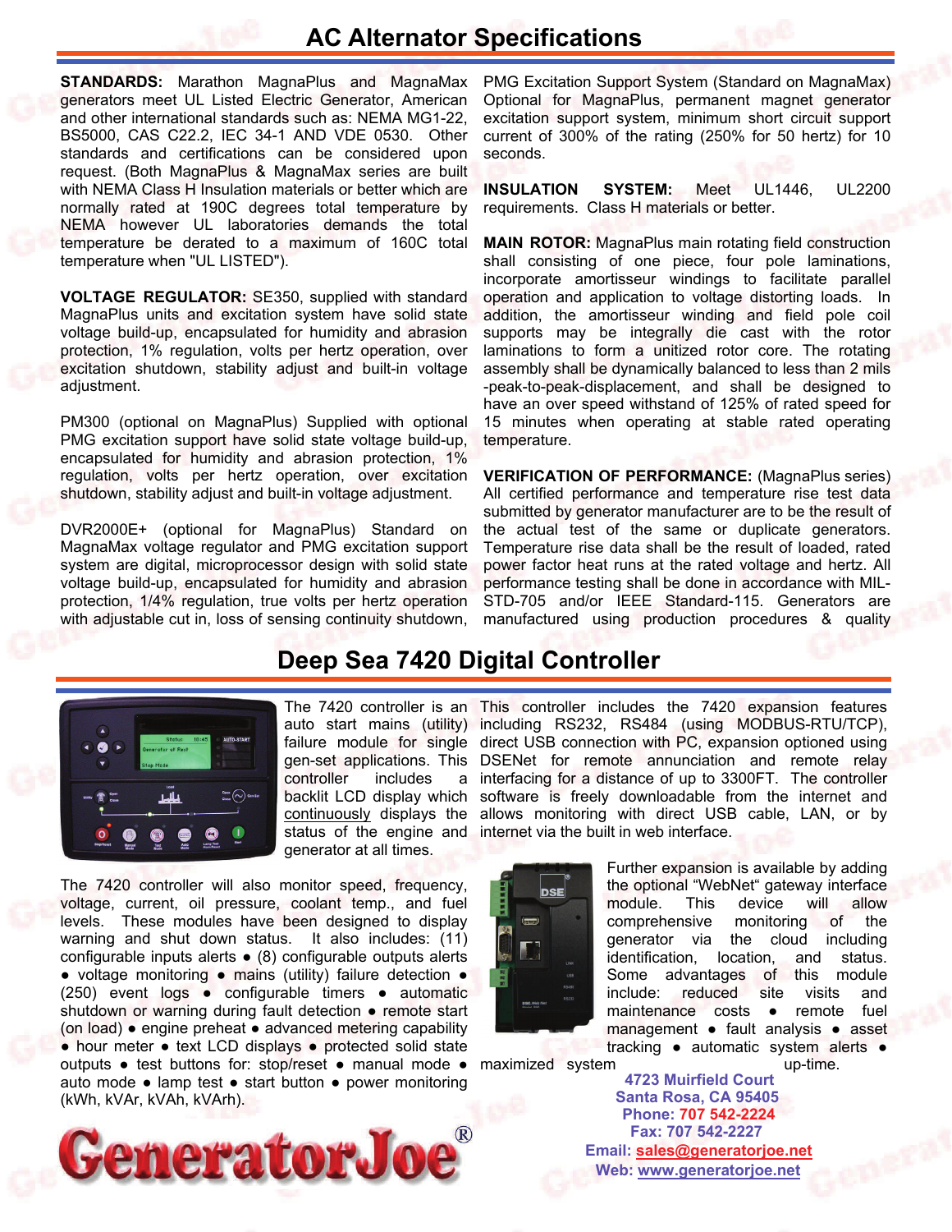# AC Alternator Specifications

**STANDARDS:** Marathon MagnaPlus and MagnaMax generators meet UL Listed Electric Generator, American and other international standards such as: NEMA MG1-22, BS5000, CAS C22.2, IEC 34-1 AND VDE 0530. Other standards and certifications can be considered upon request. (Both MagnaPlus & MagnaMax series are built with NEMA Class H Insulation materials or better which are normally rated at 190C degrees total temperature by NEMA however UL laboratories demands the total temperature be derated to a maximum of 160C total temperature when "UL LISTED").

**VOLTAGE REGULATOR:** SE350, supplied with standard MagnaPlus units and excitation system have solid state voltage build-up, encapsulated for humidity and abrasion protection, 1% regulation, volts per hertz operation, over excitation shutdown, stability adjust and built-in voltage adjustment.

PM300 (optional on MagnaPlus) Supplied with optional PMG excitation support have solid state voltage build-up, encapsulated for humidity and abrasion protection, 1% regulation, volts per hertz operation, over excitation shutdown, stability adjust and built-in voltage adjustment.

DVR2000E+ (optional for MagnaPlus) Standard on MagnaMax voltage regulator and PMG excitation support system are digital, microprocessor design with solid state voltage build-up, encapsulated for humidity and abrasion protection, 1/4% regulation, true volts per hertz operation with adjustable cut in, loss of sensing continuity shutdown, PMG Excitation Support System (Standard on MagnaMax) Optional for MagnaPlus, permanent magnet generator excitation support system, minimum short circuit support current of 300% of the rating (250% for 50 hertz) for 10 seconds.

**INSULATION SYSTEM:** Meet UL1446, UL2200 requirements. Class H materials or better.

**MAIN ROTOR:** MagnaPlus main rotating field construction shall consisting of one piece, four pole laminations, incorporate amortisseur windings to facilitate parallel operation and application to voltage distorting loads. In addition, the amortisseur winding and field pole coil supports may be integrally die cast with the rotor laminations to form a unitized rotor core. The rotating assembly shall be dynamically balanced to less than 2 mils -peak-to-peak-displacement, and shall be designed to have an over speed withstand of 125% of rated speed for 15 minutes when operating at stable rated operating temperature.

**VERIFICATION OF PERFORMANCE:** (MagnaPlus series) All certified performance and temperature rise test data submitted by generator manufacturer are to be the result of the actual test of the same or duplicate generators. Temperature rise data shall be the result of loaded, rated power factor heat runs at the rated voltage and hertz. All performance testing shall be done in accordance with MIL-STD-705 and/or IEEE Standard-115. Generators are manufactured using production procedures & quality

# Deep Sea 7420 Digital Controller

The 7420 controller is an auto start mains (utility) failure module for single gen-set applications. This controller includes a backlit LCD display which continuously displays the status of the engine and generator at all times.

The 7420 controller will also monitor speed, frequency, voltage, current, oil pressure, coolant temp., and fuel levels. These modules have been designed to display warning and shut down status. It also includes: (11) configurable inputs alerts • (8) configurable outputs alerts • voltage monitoring • mains (utility) failure detection • (250) event logs • configurable timers • automatic shutdown or warning during fault detection • remote start (on load) • engine preheat • advanced metering capability • hour meter • text LCD displays • protected solid state outputs • test buttons for: stop/reset • manual mode • auto mode • lamp test • start button • power monitoring (kWh, kVAr, kVAh, kVArh).

This controller includes the 7420 expansion features including RS232, RS484 (using MODBUS-RTU/TCP), direct USB connection with PC, expansion optioned using DSENet for remote annunciation and remote relay interfacing for a distance of up to 3300FT. The controller software is freely downloadable from the internet and allows monitoring with direct USB cable, LAN, or by internet via the built in web interface.

Further expansion is available by adding the optional "WebNet" gateway interface module. This device will allow comprehensive monitoring of the generator via the cloud including identification, location, and status. Some advantages of this module include: reduced site visits and maintenance costs • remote fuel management • fault analysis • asset tracking • automatic system alerts • maximized system up-time.

GeneratorJoe®

4723 Muirfield Court
Santa Rosa, CA 95405
Phone: 707 542-2224
Fax: 707 542-2227
Email: sales@generatorjoe.net
Web: www.generatorjoe.net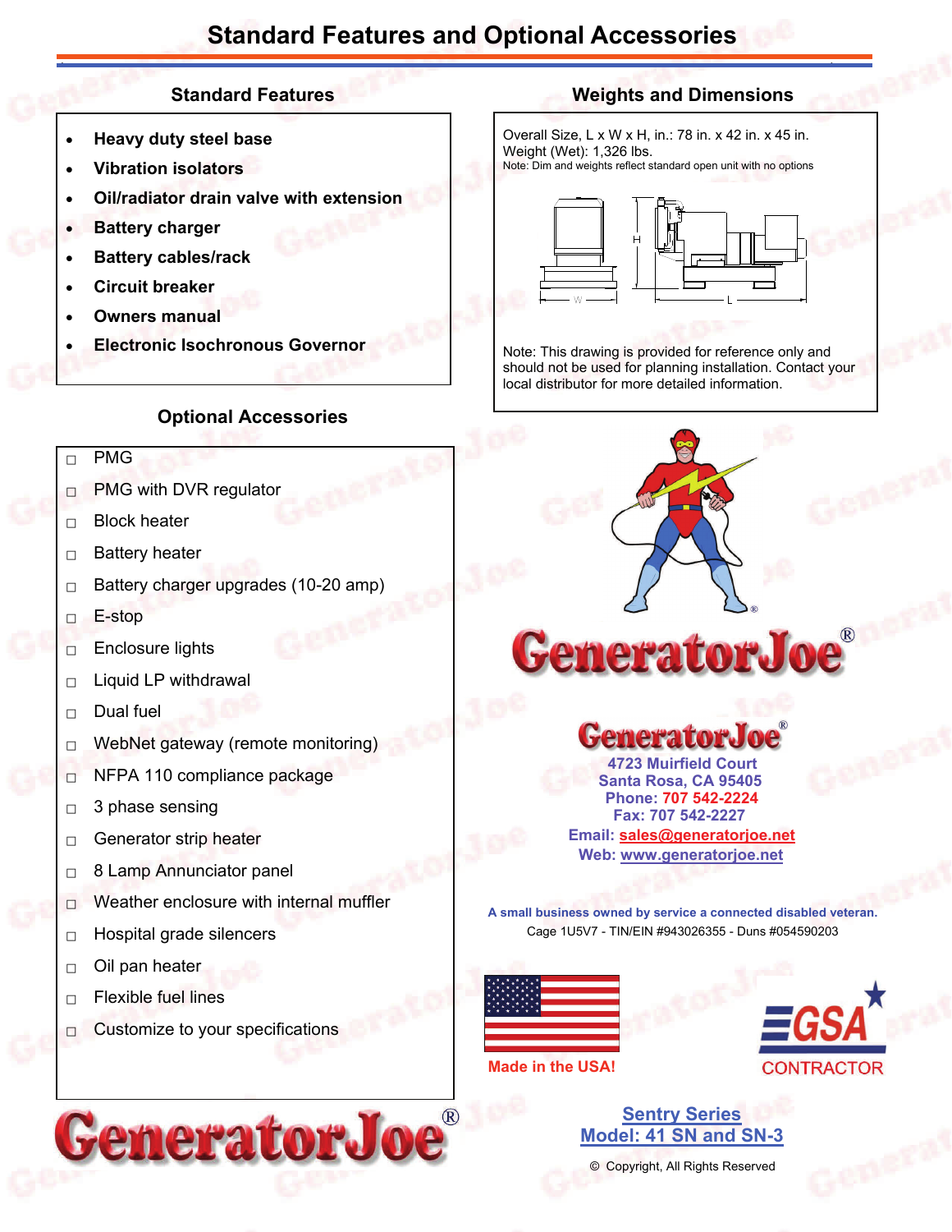# Standard Features and Optional Accessories

## Standard Features

- **Heavy duty steel base**
- **Vibration isolators**
- **Oil/radiator drain valve with extension**
- **Battery charger**
- **Battery cables/rack**
- **Circuit breaker**
- **Owners manual**
- **Electronic Isochronous Governor**

## Weights and Dimensions

Overall Size, L x W x H, in.: 78 in. x 42 in. x 45 in.
Weight (Wet): 1,326 lbs.
Note: Dim and weights reflect standard open unit with no options

W
H
L

Note: This drawing is provided for reference only and should not be used for planning installation. Contact your local distributor for more detailed information.

## Optional Accessories

- ☐ PMG
- ☐ PMG with DVR regulator
- ☐ Block heater
- ☐ Battery heater
- ☐ Battery charger upgrades (10-20 amp)
- ☐ E-stop
- ☐ Enclosure lights
- ☐ Liquid LP withdrawal
- ☐ Dual fuel
- ☐ WebNet gateway (remote monitoring)
- ☐ NFPA 110 compliance package
- ☐ 3 phase sensing
- ☐ Generator strip heater
- ☐ 8 Lamp Annunciator panel
- ☐ Weather enclosure with internal muffler
- ☐ Hospital grade silencers
- ☐ Oil pan heater
- ☐ Flexible fuel lines
- ☐ Customize to your specifications

**GeneratorJoe®**

**GeneratorJoe®**
**4723 Muirfield Court**
**Santa Rosa, CA 95405**
**Phone: 707 542-2224**
**Fax: 707 542-2227**
**Email: sales@generatorjoe.net**
**Web: www.generatorjoe.net**

**A small business owned by service a connected disabled veteran.**
Cage 1U5V7 - TIN/EIN #943026355 - Duns #054590203

**Made in the USA!**

GSA CONTRACTOR

**GeneratorJoe®**

**Sentry Series**
**Model: 41 SN and SN-3**

© Copyright, All Rights Reserved